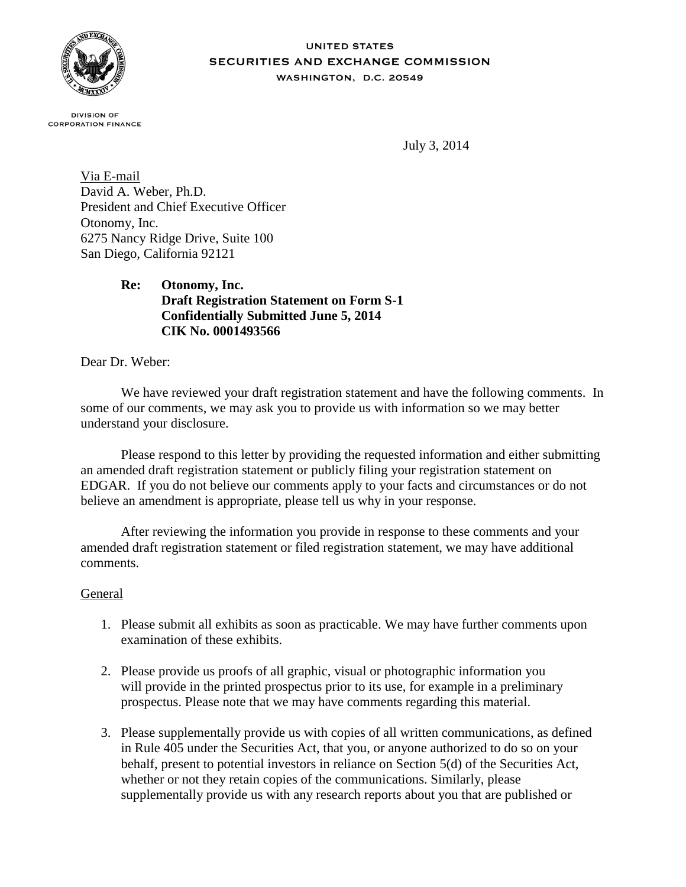UNITED STATES
SECURITIES AND EXCHANGE COMMISSION
WASHINGTON, D.C. 20549

DIVISION OF
CORPORATION FINANCE

July 3, 2014

Via E-mail
David A. Weber, Ph.D.
President and Chief Executive Officer
Otonomy, Inc.
6275 Nancy Ridge Drive, Suite 100
San Diego, California 92121

**Re: Otonomy, Inc.**
**Draft Registration Statement on Form S-1**
**Confidentially Submitted June 5, 2014**
**CIK No. 0001493566**

Dear Dr. Weber:

We have reviewed your draft registration statement and have the following comments. In some of our comments, we may ask you to provide us with information so we may better understand your disclosure.

Please respond to this letter by providing the requested information and either submitting an amended draft registration statement or publicly filing your registration statement on EDGAR. If you do not believe our comments apply to your facts and circumstances or do not believe an amendment is appropriate, please tell us why in your response.

After reviewing the information you provide in response to these comments and your amended draft registration statement or filed registration statement, we may have additional comments.

General

1. Please submit all exhibits as soon as practicable. We may have further comments upon examination of these exhibits.

2. Please provide us proofs of all graphic, visual or photographic information you will provide in the printed prospectus prior to its use, for example in a preliminary prospectus. Please note that we may have comments regarding this material.

3. Please supplementally provide us with copies of all written communications, as defined in Rule 405 under the Securities Act, that you, or anyone authorized to do so on your behalf, present to potential investors in reliance on Section 5(d) of the Securities Act, whether or not they retain copies of the communications. Similarly, please supplementally provide us with any research reports about you that are published or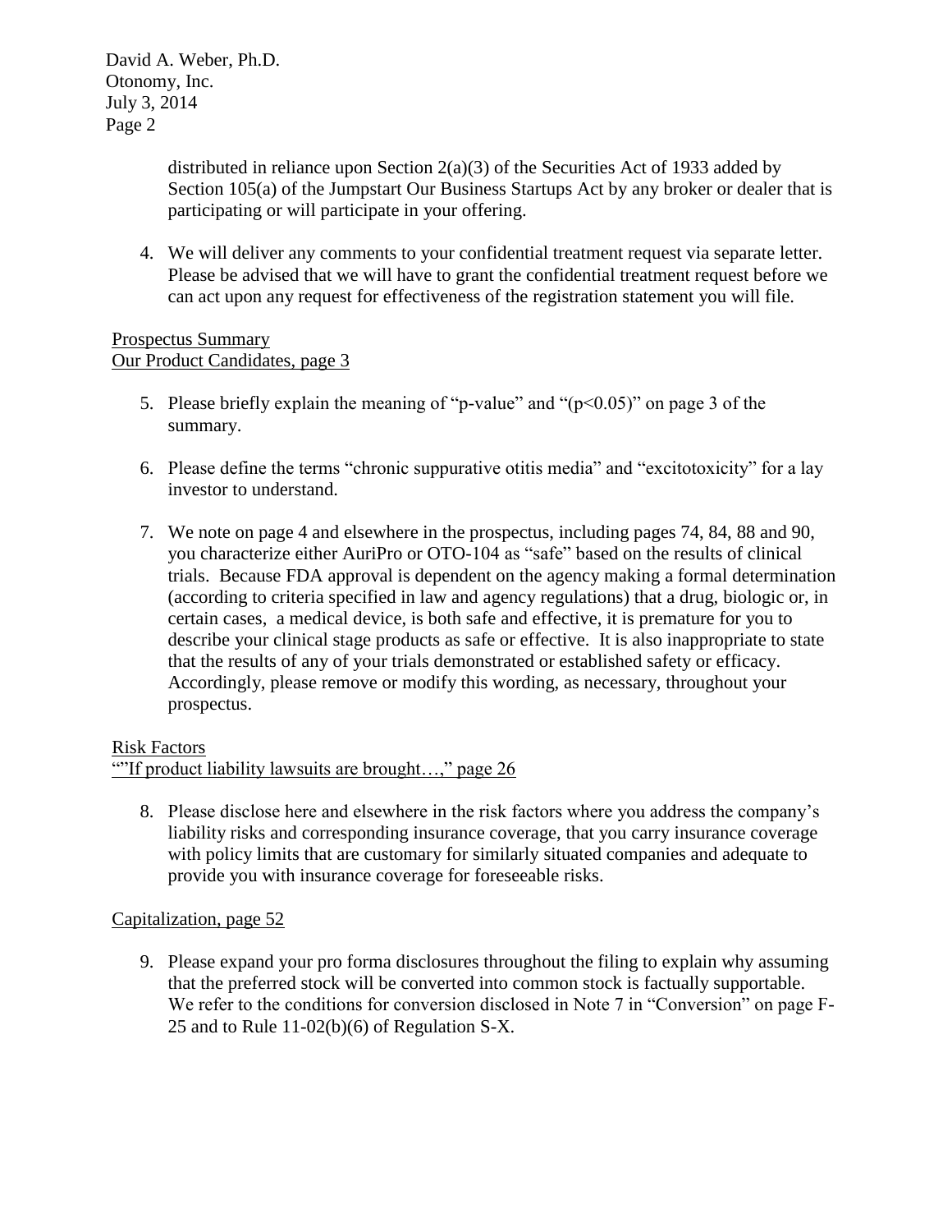distributed in reliance upon Section 2(a)(3) of the Securities Act of 1933 added by Section 105(a) of the Jumpstart Our Business Startups Act by any broker or dealer that is participating or will participate in your offering.

4. We will deliver any comments to your confidential treatment request via separate letter. Please be advised that we will have to grant the confidential treatment request before we can act upon any request for effectiveness of the registration statement you will file.

Prospectus Summary
Our Product Candidates, page 3

5. Please briefly explain the meaning of "p-value" and "($p<0.05$)" on page 3 of the summary.

6. Please define the terms "chronic suppurative otitis media" and "excitotoxicity" for a lay investor to understand.

7. We note on page 4 and elsewhere in the prospectus, including pages 74, 84, 88 and 90, you characterize either AuriPro or OTO-104 as "safe" based on the results of clinical trials. Because FDA approval is dependent on the agency making a formal determination (according to criteria specified in law and agency regulations) that a drug, biologic or, in certain cases, a medical device, is both safe and effective, it is premature for you to describe your clinical stage products as safe or effective. It is also inappropriate to state that the results of any of your trials demonstrated or established safety or efficacy. Accordingly, please remove or modify this wording, as necessary, throughout your prospectus.

Risk Factors
""If product liability lawsuits are brought…," page 26

8. Please disclose here and elsewhere in the risk factors where you address the company's liability risks and corresponding insurance coverage, that you carry insurance coverage with policy limits that are customary for similarly situated companies and adequate to provide you with insurance coverage for foreseeable risks.

Capitalization, page 52

9. Please expand your pro forma disclosures throughout the filing to explain why assuming that the preferred stock will be converted into common stock is factually supportable. We refer to the conditions for conversion disclosed in Note 7 in "Conversion" on page F-25 and to Rule 11-02(b)(6) of Regulation S-X.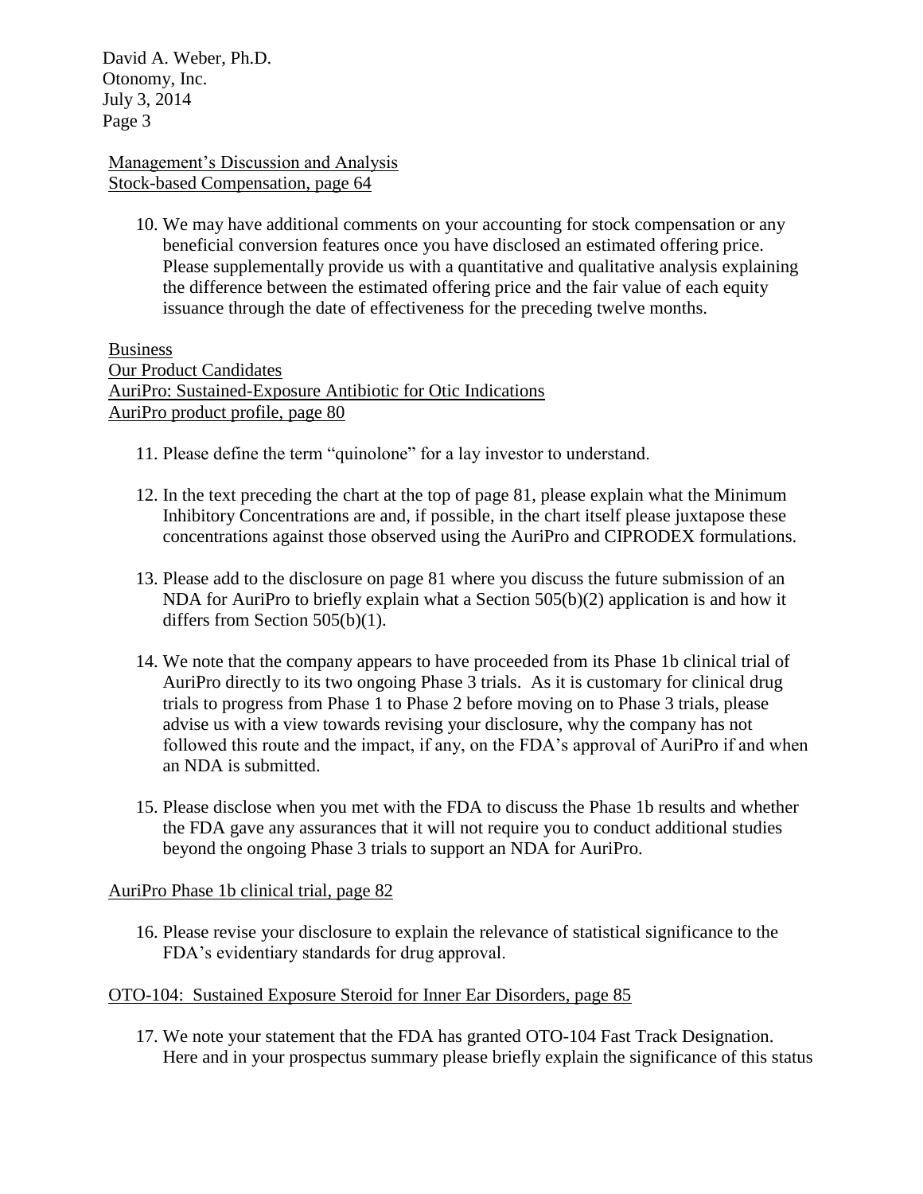Management's Discussion and Analysis
Stock-based Compensation, page 64

10. We may have additional comments on your accounting for stock compensation or any beneficial conversion features once you have disclosed an estimated offering price. Please supplementally provide us with a quantitative and qualitative analysis explaining the difference between the estimated offering price and the fair value of each equity issuance through the date of effectiveness for the preceding twelve months.

Business
Our Product Candidates
AuriPro: Sustained-Exposure Antibiotic for Otic Indications
AuriPro product profile, page 80

11. Please define the term "quinolone" for a lay investor to understand.

12. In the text preceding the chart at the top of page 81, please explain what the Minimum Inhibitory Concentrations are and, if possible, in the chart itself please juxtapose these concentrations against those observed using the AuriPro and CIPRODEX formulations.

13. Please add to the disclosure on page 81 where you discuss the future submission of an NDA for AuriPro to briefly explain what a Section 505(b)(2) application is and how it differs from Section 505(b)(1).

14. We note that the company appears to have proceeded from its Phase 1b clinical trial of AuriPro directly to its two ongoing Phase 3 trials. As it is customary for clinical drug trials to progress from Phase 1 to Phase 2 before moving on to Phase 3 trials, please advise us with a view towards revising your disclosure, why the company has not followed this route and the impact, if any, on the FDA's approval of AuriPro if and when an NDA is submitted.

15. Please disclose when you met with the FDA to discuss the Phase 1b results and whether the FDA gave any assurances that it will not require you to conduct additional studies beyond the ongoing Phase 3 trials to support an NDA for AuriPro.

AuriPro Phase 1b clinical trial, page 82

16. Please revise your disclosure to explain the relevance of statistical significance to the FDA's evidentiary standards for drug approval.

OTO-104: Sustained Exposure Steroid for Inner Ear Disorders, page 85

17. We note your statement that the FDA has granted OTO-104 Fast Track Designation. Here and in your prospectus summary please briefly explain the significance of this status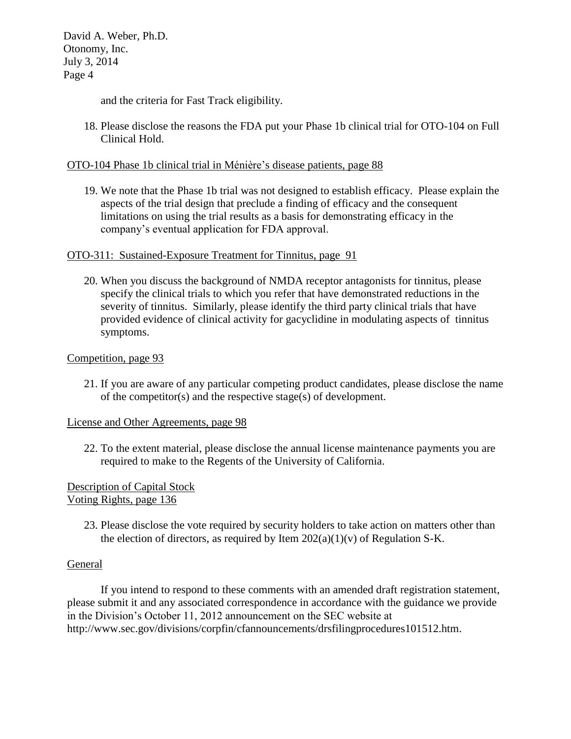and the criteria for Fast Track eligibility.

18. Please disclose the reasons the FDA put your Phase 1b clinical trial for OTO-104 on Full Clinical Hold.

OTO-104 Phase 1b clinical trial in Ménière's disease patients, page 88

19. We note that the Phase 1b trial was not designed to establish efficacy. Please explain the aspects of the trial design that preclude a finding of efficacy and the consequent limitations on using the trial results as a basis for demonstrating efficacy in the company's eventual application for FDA approval.

OTO-311: Sustained-Exposure Treatment for Tinnitus, page 91

20. When you discuss the background of NMDA receptor antagonists for tinnitus, please specify the clinical trials to which you refer that have demonstrated reductions in the severity of tinnitus. Similarly, please identify the third party clinical trials that have provided evidence of clinical activity for gacyclidine in modulating aspects of tinnitus symptoms.

Competition, page 93

21. If you are aware of any particular competing product candidates, please disclose the name of the competitor(s) and the respective stage(s) of development.

License and Other Agreements, page 98

22. To the extent material, please disclose the annual license maintenance payments you are required to make to the Regents of the University of California.

Description of Capital Stock
Voting Rights, page 136

23. Please disclose the vote required by security holders to take action on matters other than the election of directors, as required by Item 202(a)(1)(v) of Regulation S-K.

General

If you intend to respond to these comments with an amended draft registration statement, please submit it and any associated correspondence in accordance with the guidance we provide in the Division's October 11, 2012 announcement on the SEC website at http://www.sec.gov/divisions/corpfin/cfannouncements/drsfilingprocedures101512.htm.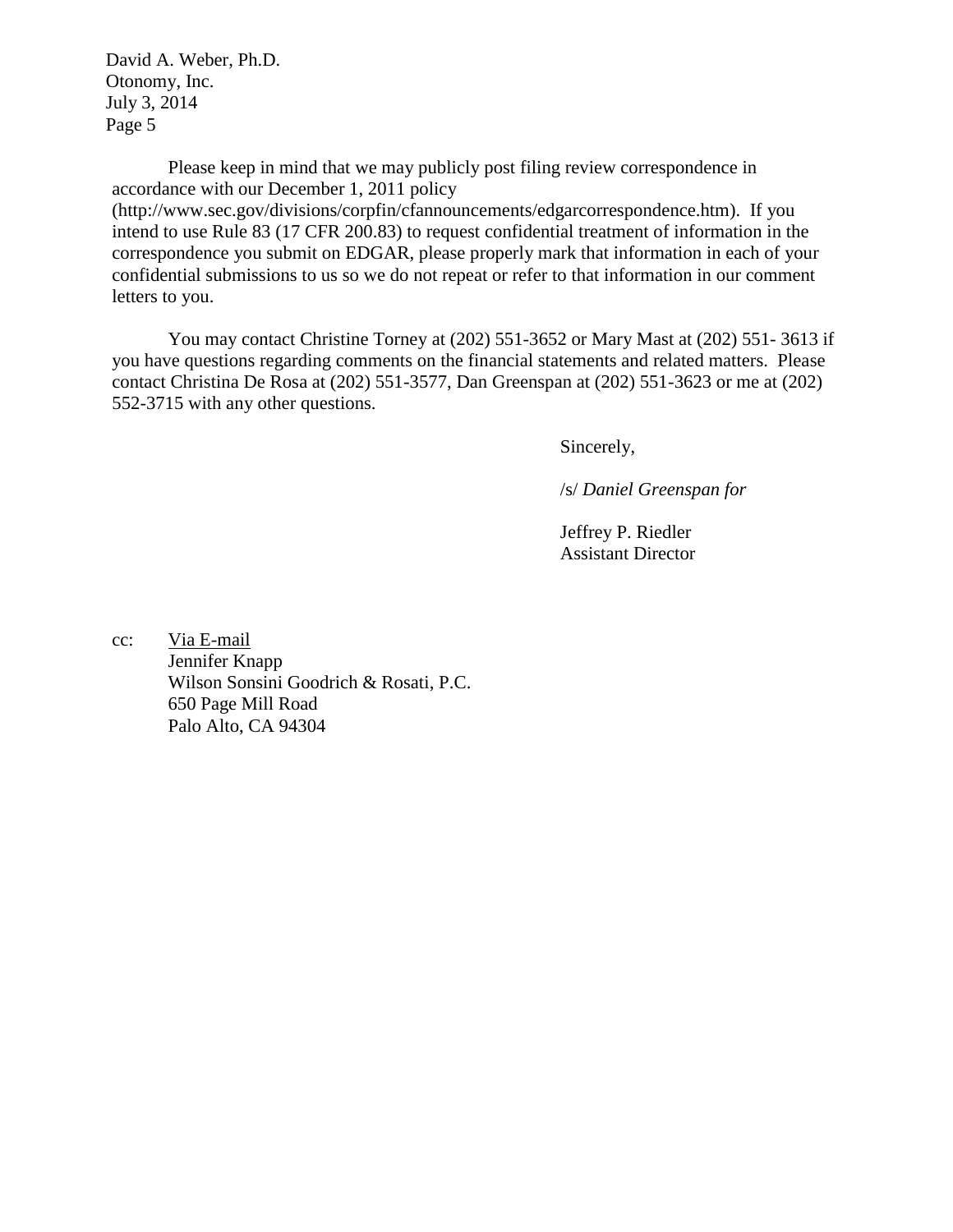Please keep in mind that we may publicly post filing review correspondence in accordance with our December 1, 2011 policy (http://www.sec.gov/divisions/corpfin/cfannouncements/edgarcorrespondence.htm). If you intend to use Rule 83 (17 CFR 200.83) to request confidential treatment of information in the correspondence you submit on EDGAR, please properly mark that information in each of your confidential submissions to us so we do not repeat or refer to that information in our comment letters to you.

You may contact Christine Torney at (202) 551-3652 or Mary Mast at (202) 551- 3613 if you have questions regarding comments on the financial statements and related matters. Please contact Christina De Rosa at (202) 551-3577, Dan Greenspan at (202) 551-3623 or me at (202) 552-3715 with any other questions.

Sincerely,

/s/ *Daniel Greenspan for*

Jeffrey P. Riedler
Assistant Director

cc: Via E-mail
Jennifer Knapp
Wilson Sonsini Goodrich & Rosati, P.C.
650 Page Mill Road
Palo Alto, CA 94304